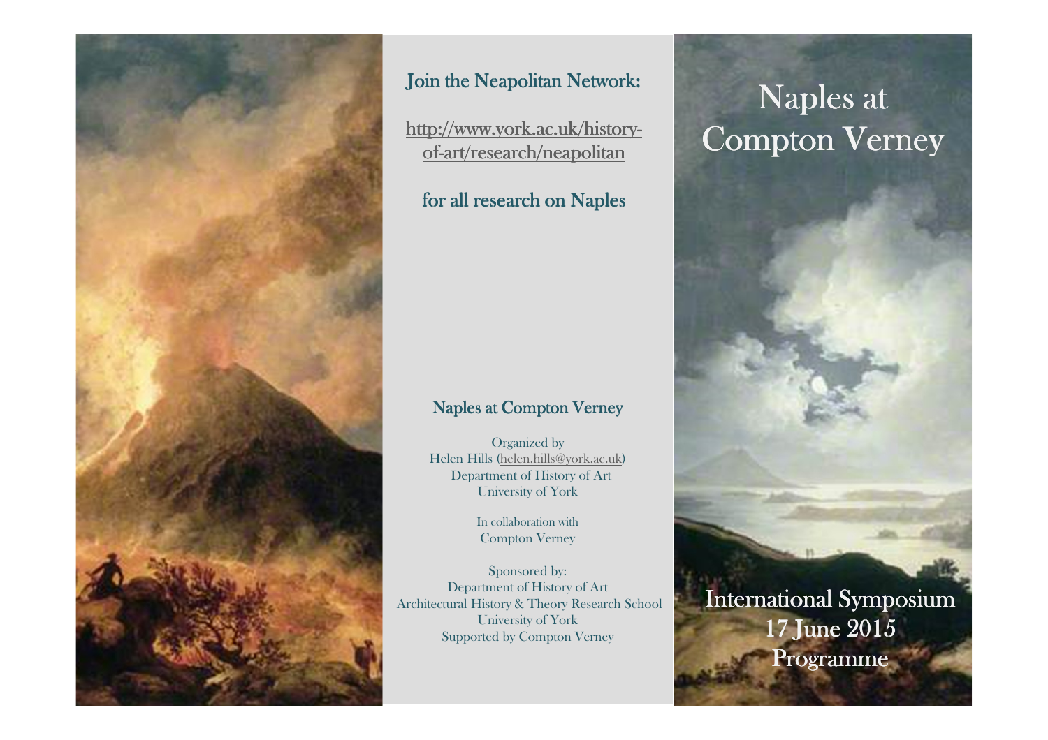Join the Neapolitan Network:

http://www.york.ac.uk/history-of-art/research/neapolitan

for all research on Naples

## Naples at Compton Verney

Organized by
Helen Hills (helen.hills@york.ac.uk)
Department of History of Art
University of York

In collaboration with
Compton Verney

Sponsored by:
Department of History of Art
Architectural History & Theory Research School
University of York
Supported by Compton Verney

# Naples at Compton Verney

International Symposium
17 June 2015
Programme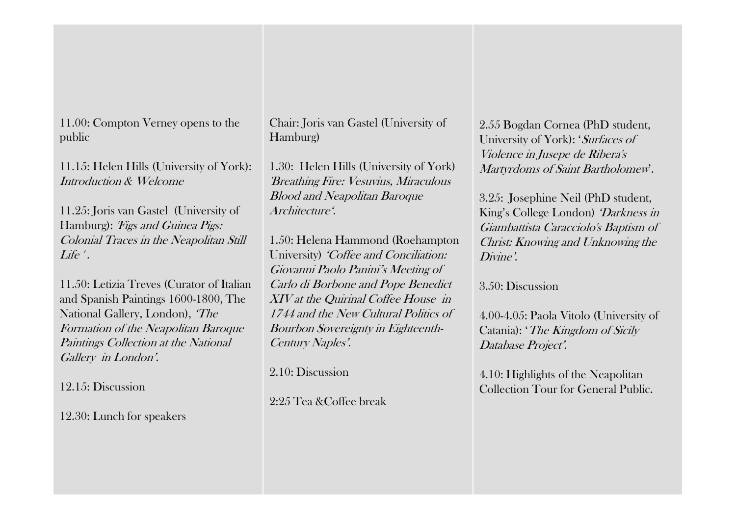11.00: Compton Verney opens to the public

11.15: Helen Hills (University of York): *Introduction & Welcome*

11.25: Joris van Gastel (University of Hamburg): *'Figs and Guinea Pigs: Colonial Traces in the Neapolitan Still Life '*.

11.50: Letizia Treves (Curator of Italian and Spanish Paintings 1600-1800, The National Gallery, London), *'The Formation of the Neapolitan Baroque Paintings Collection at the National Gallery in London'.*

12.15: Discussion

12.30: Lunch for speakers

Chair: Joris van Gastel (University of Hamburg)

1.30: Helen Hills (University of York) *'Breathing Fire: Vesuvius, Miraculous Blood and Neapolitan Baroque Architecture'.*

1.50: Helena Hammond (Roehampton University) *'Coffee and Conciliation: Giovanni Paolo Panini's Meeting of Carlo di Borbone and Pope Benedict XIV at the Quirinal Coffee House in 1744 and the New Cultural Politics of Bourbon Sovereignty in Eighteenth-Century Naples'.*

2.10: Discussion

2:25 Tea &Coffee break

2.55 Bogdan Cornea (PhD student, University of York): '*Surfaces of Violence in Jusepe de Ribera's Martyrdoms of Saint Bartholomew*'.

3.25: Josephine Neil (PhD student, King's College London) *'Darkness in Giambattista Caracciolo's Baptism of Christ: Knowing and Unknowing the Divine'.*

3.50: Discussion

4.00-4.05: Paola Vitolo (University of Catania): '*The Kingdom of Sicily Database Project'.*

4.10: Highlights of the Neapolitan Collection Tour for General Public.